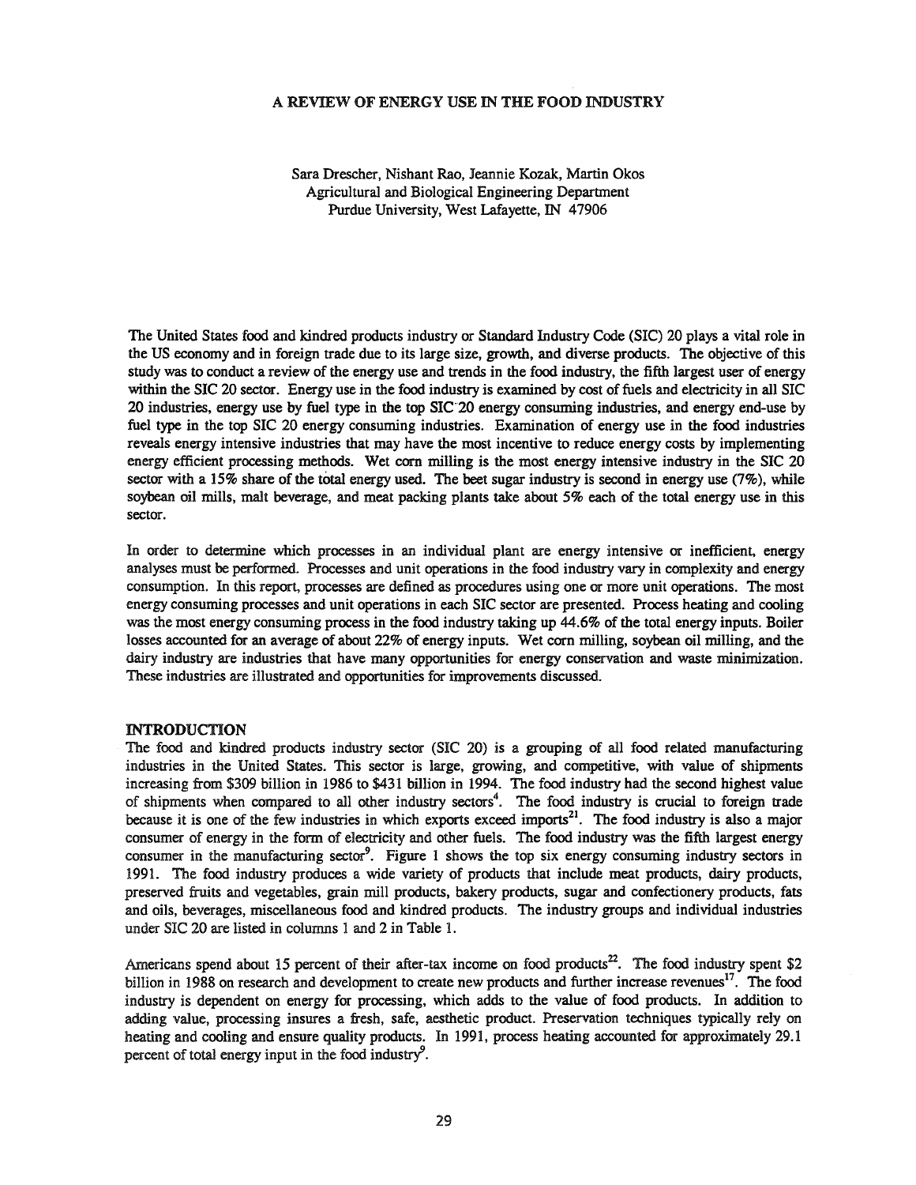# A REVIEW OF ENERGY USE IN THE FOOD INDUSTRY

Sara Drescher, Nishant Rao, Jeannie Kozak, Martin Okos
Agricultural and Biological Engineering Department
Purdue University, West Lafayette, IN 47906

The United States food and kindred products industry or Standard Industry Code (SIC) 20 plays a vital role in the US economy and in foreign trade due to its large size, growth, and diverse products. The objective of this study was to conduct a review of the energy use and trends in the food industry, the fifth largest user of energy within the SIC 20 sector. Energy use in the food industry is examined by cost of fuels and electricity in all SIC 20 industries, energy use by fuel type in the top SIC 20 energy consuming industries, and energy end-use by fuel type in the top SIC 20 energy consuming industries. Examination of energy use in the food industries reveals energy intensive industries that may have the most incentive to reduce energy costs by implementing energy efficient processing methods. Wet corn milling is the most energy intensive industry in the SIC 20 sector with a 15% share of the total energy used. The beet sugar industry is second in energy use (7%), while soybean oil mills, malt beverage, and meat packing plants take about 5% each of the total energy use in this sector.

In order to determine which processes in an individual plant are energy intensive or inefficient, energy analyses must be performed. Processes and unit operations in the food industry vary in complexity and energy consumption. In this report, processes are defined as procedures using one or more unit operations. The most energy consuming processes and unit operations in each SIC sector are presented. Process heating and cooling was the most energy consuming process in the food industry taking up 44.6% of the total energy inputs. Boiler losses accounted for an average of about 22% of energy inputs. Wet corn milling, soybean oil milling, and the dairy industry are industries that have many opportunities for energy conservation and waste minimization. These industries are illustrated and opportunities for improvements discussed.

## INTRODUCTION

The food and kindred products industry sector (SIC 20) is a grouping of all food related manufacturing industries in the United States. This sector is large, growing, and competitive, with value of shipments increasing from $309 billion in 1986 to $431 billion in 1994. The food industry had the second highest value of shipments when compared to all other industry sectors[4]. The food industry is crucial to foreign trade because it is one of the few industries in which exports exceed imports[21]. The food industry is also a major consumer of energy in the form of electricity and other fuels. The food industry was the fifth largest energy consumer in the manufacturing sector[9]. Figure 1 shows the top six energy consuming industry sectors in 1991. The food industry produces a wide variety of products that include meat products, dairy products, preserved fruits and vegetables, grain mill products, bakery products, sugar and confectionery products, fats and oils, beverages, miscellaneous food and kindred products. The industry groups and individual industries under SIC 20 are listed in columns 1 and 2 in Table 1.

Americans spend about 15 percent of their after-tax income on food products[22]. The food industry spent $2 billion in 1988 on research and development to create new products and further increase revenues[17]. The food industry is dependent on energy for processing, which adds to the value of food products. In addition to adding value, processing insures a fresh, safe, aesthetic product. Preservation techniques typically rely on heating and cooling and ensure quality products. In 1991, process heating accounted for approximately 29.1 percent of total energy input in the food industry[9].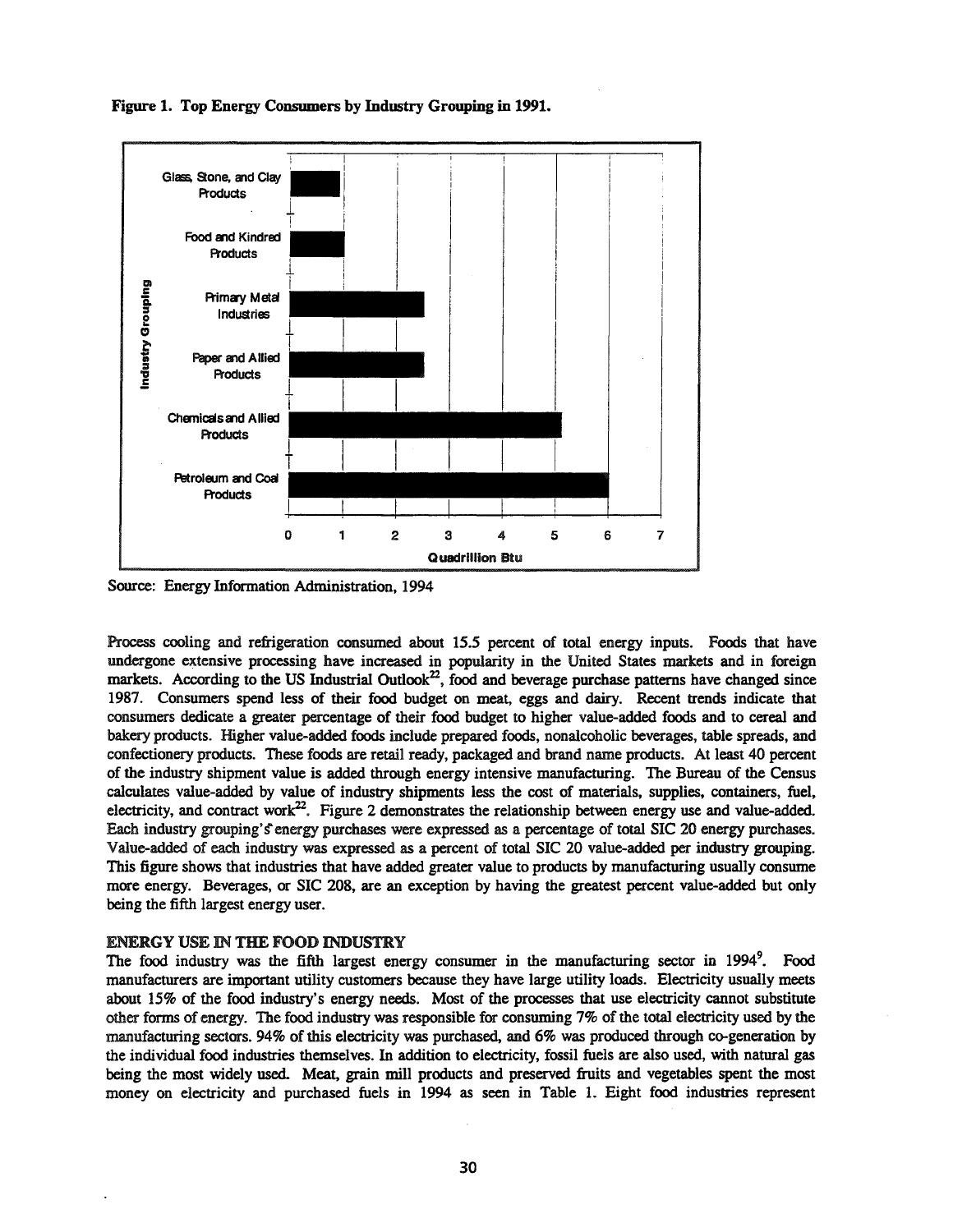**Figure 1. Top Energy Consumers by Industry Grouping in 1991.**

Source: Energy Information Administration, 1994

Process cooling and refrigeration consumed about 15.5 percent of total energy inputs. Foods that have undergone extensive processing have increased in popularity in the United States markets and in foreign markets. According to the US Industrial Outlook[22], food and beverage purchase patterns have changed since 1987. Consumers spend less of their food budget on meat, eggs and dairy. Recent trends indicate that consumers dedicate a greater percentage of their food budget to higher value-added foods and to cereal and bakery products. Higher value-added foods include prepared foods, nonalcoholic beverages, table spreads, and confectionery products. These foods are retail ready, packaged and brand name products. At least 40 percent of the industry shipment value is added through energy intensive manufacturing. The Bureau of the Census calculates value-added by value of industry shipments less the cost of materials, supplies, containers, fuel, electricity, and contract work[22]. Figure 2 demonstrates the relationship between energy use and value-added. Each industry grouping's energy purchases were expressed as a percentage of total SIC 20 energy purchases. Value-added of each industry was expressed as a percent of total SIC 20 value-added per industry grouping. This figure shows that industries that have added greater value to products by manufacturing usually consume more energy. Beverages, or SIC 208, are an exception by having the greatest percent value-added but only being the fifth largest energy user.

## ENERGY USE IN THE FOOD INDUSTRY

The food industry was the fifth largest energy consumer in the manufacturing sector in 1994[9]. Food manufacturers are important utility customers because they have large utility loads. Electricity usually meets about 15% of the food industry's energy needs. Most of the processes that use electricity cannot substitute other forms of energy. The food industry was responsible for consuming 7% of the total electricity used by the manufacturing sectors. 94% of this electricity was purchased, and 6% was produced through co-generation by the individual food industries themselves. In addition to electricity, fossil fuels are also used, with natural gas being the most widely used. Meat, grain mill products and preserved fruits and vegetables spent the most money on electricity and purchased fuels in 1994 as seen in Table 1. Eight food industries represent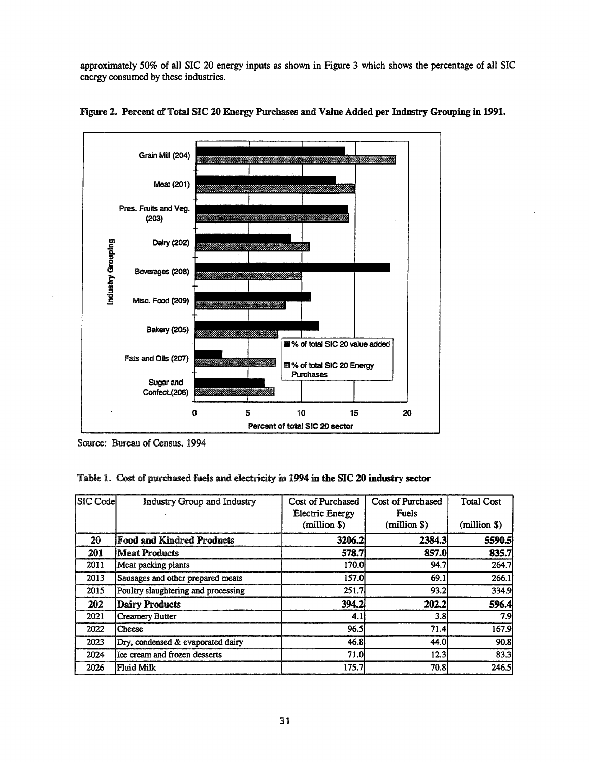approximately 50% of all SIC 20 energy inputs as shown in Figure 3 which shows the percentage of all SIC energy consumed by these industries.

**Figure 2. Percent of Total SIC 20 Energy Purchases and Value Added per Industry Grouping in 1991.**

Source: Bureau of Census, 1994

**Table 1. Cost of purchased fuels and electricity in 1994 in the SIC 20 industry sector**

| SIC Code | Industry Group and Industry | Cost of Purchased Electric Energy (million $) | Cost of Purchased Fuels (million $) | Total Cost (million $) |
|---|---|---|---|---|
| **20** | **Food and Kindred Products** | **3206.2** | **2384.3** | **5590.5** |
| **201** | **Meat Products** | **578.7** | **857.0** | **835.7** |
| 2011 | Meat packing plants | 170.0 | 94.7 | 264.7 |
| 2013 | Sausages and other prepared meats | 157.0 | 69.1 | 266.1 |
| 2015 | Poultry slaughtering and processing | 251.7 | 93.2 | 334.9 |
| **202** | **Dairy Products** | **394.2** | **202.2** | **596.4** |
| 2021 | Creamery Butter | 4.1 | 3.8 | 7.9 |
| 2022 | Cheese | 96.5 | 71.4 | 167.9 |
| 2023 | Dry, condensed & evaporated dairy | 46.8 | 44.0 | 90.8 |
| 2024 | Ice cream and frozen desserts | 71.0 | 12.3 | 83.3 |
| 2026 | Fluid Milk | 175.7 | 70.8 | 246.5 |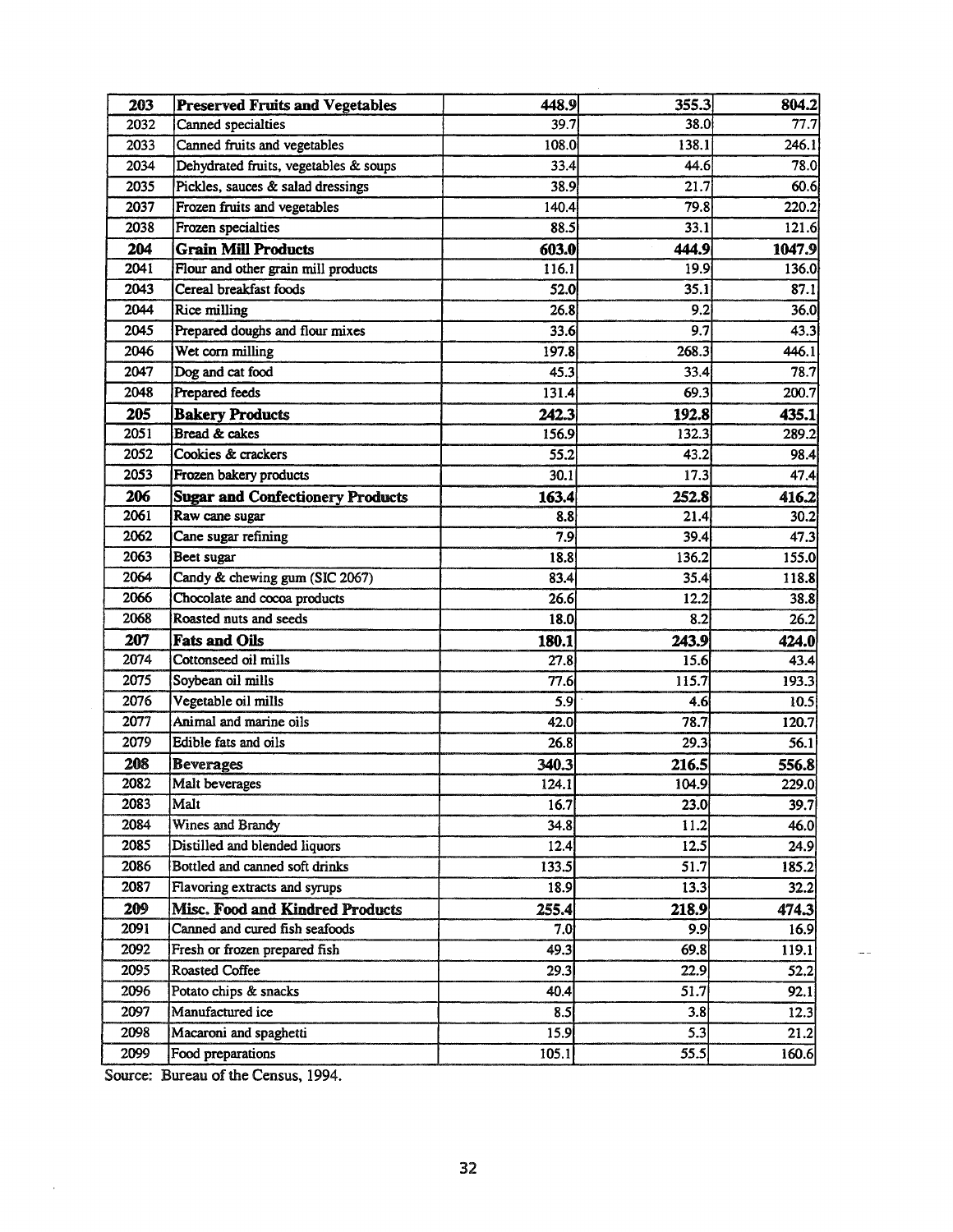| 203 | **Preserved Fruits and Vegetables** | **448.9** | **355.3** | **804.2** |
|---|---|---|---|---|
| 2032 | Canned specialties | 39.7 | 38.0 | 77.7 |
| 2033 | Canned fruits and vegetables | 108.0 | 138.1 | 246.1 |
| 2034 | Dehydrated fruits, vegetables & soups | 33.4 | 44.6 | 78.0 |
| 2035 | Pickles, sauces & salad dressings | 38.9 | 21.7 | 60.6 |
| 2037 | Frozen fruits and vegetables | 140.4 | 79.8 | 220.2 |
| 2038 | Frozen specialties | 88.5 | 33.1 | 121.6 |
| **204** | **Grain Mill Products** | **603.0** | **444.9** | **1047.9** |
| 2041 | Flour and other grain mill products | 116.1 | 19.9 | 136.0 |
| 2043 | Cereal breakfast foods | 52.0 | 35.1 | 87.1 |
| 2044 | Rice milling | 26.8 | 9.2 | 36.0 |
| 2045 | Prepared doughs and flour mixes | 33.6 | 9.7 | 43.3 |
| 2046 | Wet corn milling | 197.8 | 268.3 | 446.1 |
| 2047 | Dog and cat food | 45.3 | 33.4 | 78.7 |
| 2048 | Prepared feeds | 131.4 | 69.3 | 200.7 |
| **205** | **Bakery Products** | **242.3** | **192.8** | **435.1** |
| 2051 | Bread & cakes | 156.9 | 132.3 | 289.2 |
| 2052 | Cookies & crackers | 55.2 | 43.2 | 98.4 |
| 2053 | Frozen bakery products | 30.1 | 17.3 | 47.4 |
| **206** | **Sugar and Confectionery Products** | **163.4** | **252.8** | **416.2** |
| 2061 | Raw cane sugar | 8.8 | 21.4 | 30.2 |
| 2062 | Cane sugar refining | 7.9 | 39.4 | 47.3 |
| 2063 | Beet sugar | 18.8 | 136.2 | 155.0 |
| 2064 | Candy & chewing gum (SIC 2067) | 83.4 | 35.4 | 118.8 |
| 2066 | Chocolate and cocoa products | 26.6 | 12.2 | 38.8 |
| 2068 | Roasted nuts and seeds | 18.0 | 8.2 | 26.2 |
| **207** | **Fats and Oils** | **180.1** | **243.9** | **424.0** |
| 2074 | Cottonseed oil mills | 27.8 | 15.6 | 43.4 |
| 2075 | Soybean oil mills | 77.6 | 115.7 | 193.3 |
| 2076 | Vegetable oil mills | 5.9 | 4.6 | 10.5 |
| 2077 | Animal and marine oils | 42.0 | 78.7 | 120.7 |
| 2079 | Edible fats and oils | 26.8 | 29.3 | 56.1 |
| **208** | **Beverages** | **340.3** | **216.5** | **556.8** |
| 2082 | Malt beverages | 124.1 | 104.9 | 229.0 |
| 2083 | Malt | 16.7 | 23.0 | 39.7 |
| 2084 | Wines and Brandy | 34.8 | 11.2 | 46.0 |
| 2085 | Distilled and blended liquors | 12.4 | 12.5 | 24.9 |
| 2086 | Bottled and canned soft drinks | 133.5 | 51.7 | 185.2 |
| 2087 | Flavoring extracts and syrups | 18.9 | 13.3 | 32.2 |
| **209** | **Misc. Food and Kindred Products** | **255.4** | **218.9** | **474.3** |
| 2091 | Canned and cured fish seafoods | 7.0 | 9.9 | 16.9 |
| 2092 | Fresh or frozen prepared fish | 49.3 | 69.8 | 119.1 |
| 2095 | Roasted Coffee | 29.3 | 22.9 | 52.2 |
| 2096 | Potato chips & snacks | 40.4 | 51.7 | 92.1 |
| 2097 | Manufactured ice | 8.5 | 3.8 | 12.3 |
| 2098 | Macaroni and spaghetti | 15.9 | 5.3 | 21.2 |
| 2099 | Food preparations | 105.1 | 55.5 | 160.6 |

Source: Bureau of the Census, 1994.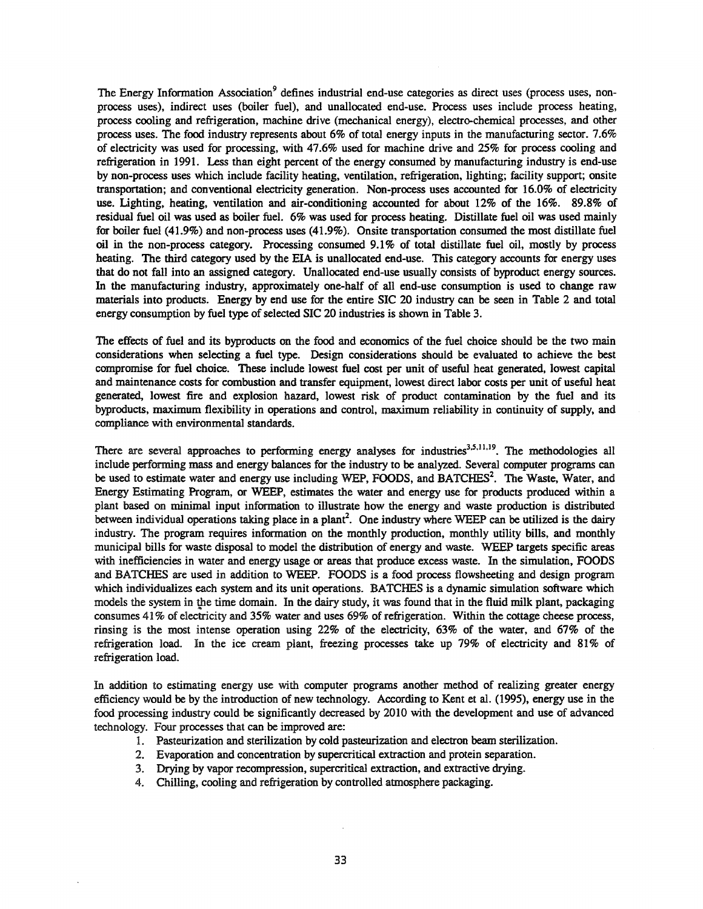The Energy Information Association[9] defines industrial end-use categories as direct uses (process uses, non-process uses), indirect uses (boiler fuel), and unallocated end-use. Process uses include process heating, process cooling and refrigeration, machine drive (mechanical energy), electro-chemical processes, and other process uses. The food industry represents about 6% of total energy inputs in the manufacturing sector. 7.6% of electricity was used for processing, with 47.6% used for machine drive and 25% for process cooling and refrigeration in 1991. Less than eight percent of the energy consumed by manufacturing industry is end-use by non-process uses which include facility heating, ventilation, refrigeration, lighting; facility support; onsite transportation; and conventional electricity generation. Non-process uses accounted for 16.0% of electricity use. Lighting, heating, ventilation and air-conditioning accounted for about 12% of the 16%. 89.8% of residual fuel oil was used as boiler fuel. 6% was used for process heating. Distillate fuel oil was used mainly for boiler fuel (41.9%) and non-process uses (41.9%). Onsite transportation consumed the most distillate fuel oil in the non-process category. Processing consumed 9.1% of total distillate fuel oil, mostly by process heating. The third category used by the EIA is unallocated end-use. This category accounts for energy uses that do not fall into an assigned category. Unallocated end-use usually consists of byproduct energy sources. In the manufacturing industry, approximately one-half of all end-use consumption is used to change raw materials into products. Energy by end use for the entire SIC 20 industry can be seen in Table 2 and total energy consumption by fuel type of selected SIC 20 industries is shown in Table 3.

The effects of fuel and its byproducts on the food and economics of the fuel choice should be the two main considerations when selecting a fuel type. Design considerations should be evaluated to achieve the best compromise for fuel choice. These include lowest fuel cost per unit of useful heat generated, lowest capital and maintenance costs for combustion and transfer equipment, lowest direct labor costs per unit of useful heat generated, lowest fire and explosion hazard, lowest risk of product contamination by the fuel and its byproducts, maximum flexibility in operations and control, maximum reliability in continuity of supply, and compliance with environmental standards.

There are several approaches to performing energy analyses for industries[3,5,11,19]. The methodologies all include performing mass and energy balances for the industry to be analyzed. Several computer programs can be used to estimate water and energy use including WEP, FOODS, and BATCHES[2]. The Waste, Water, and Energy Estimating Program, or WEEP, estimates the water and energy use for products produced within a plant based on minimal input information to illustrate how the energy and waste production is distributed between individual operations taking place in a plant[2]. One industry where WEEP can be utilized is the dairy industry. The program requires information on the monthly production, monthly utility bills, and monthly municipal bills for waste disposal to model the distribution of energy and waste. WEEP targets specific areas with inefficiencies in water and energy usage or areas that produce excess waste. In the simulation, FOODS and BATCHES are used in addition to WEEP. FOODS is a food process flowsheeting and design program which individualizes each system and its unit operations. BATCHES is a dynamic simulation software which models the system in the time domain. In the dairy study, it was found that in the fluid milk plant, packaging consumes 41% of electricity and 35% water and uses 69% of refrigeration. Within the cottage cheese process, rinsing is the most intense operation using 22% of the electricity, 63% of the water, and 67% of the refrigeration load. In the ice cream plant, freezing processes take up 79% of electricity and 81% of refrigeration load.

In addition to estimating energy use with computer programs another method of realizing greater energy efficiency would be by the introduction of new technology. According to Kent et al. (1995), energy use in the food processing industry could be significantly decreased by 2010 with the development and use of advanced technology. Four processes that can be improved are:

1. Pasteurization and sterilization by cold pasteurization and electron beam sterilization.
2. Evaporation and concentration by supercritical extraction and protein separation.
3. Drying by vapor recompression, supercritical extraction, and extractive drying.
4. Chilling, cooling and refrigeration by controlled atmosphere packaging.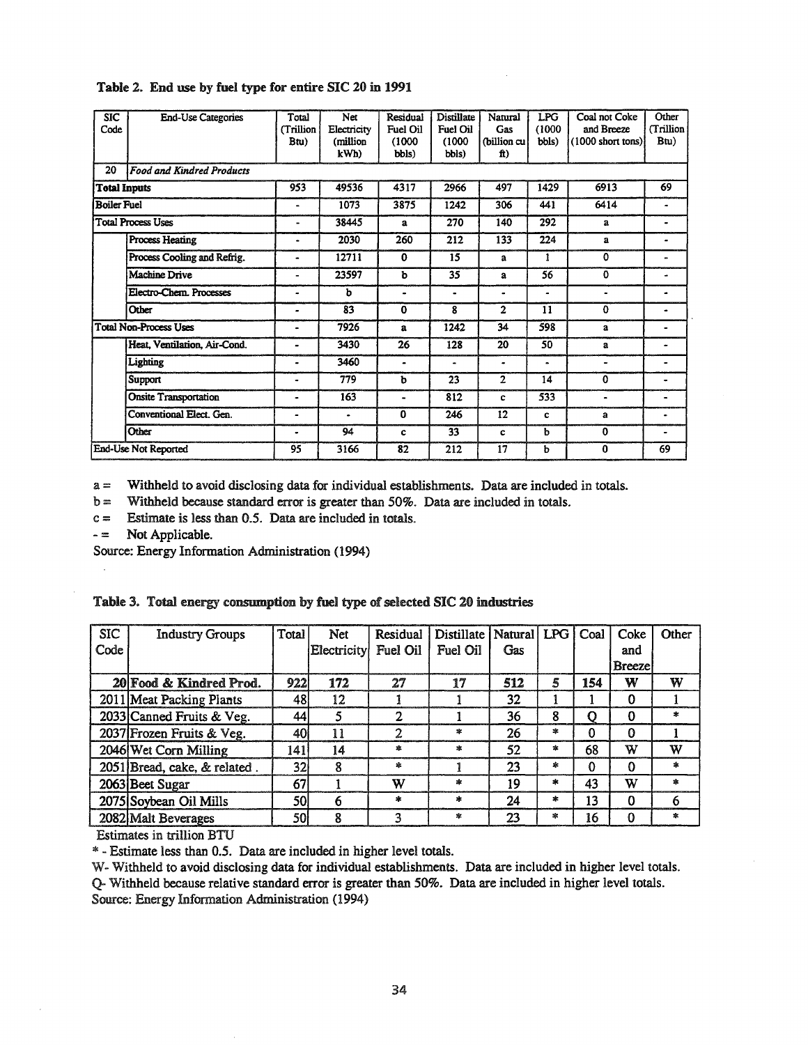**Table 2. End use by fuel type for entire SIC 20 in 1991**

| SIC Code | End-Use Categories | Total (Trillion Btu) | Net Electricity (million kWh) | Residual Fuel Oil (1000 bbls) | Distillate Fuel Oil (1000 bbls) | Natural Gas (billion cu ft) | LPG (1000 bbls) | Coal not Coke and Breeze (1000 short tons) | Other (Trillion Btu) |
|---|---|---|---|---|---|---|---|---|---|
| 20 | *Food and Kindred Products* | | | | | | | | |
| **Total Inputs** | | 953 | 49536 | 4317 | 2966 | 497 | 1429 | 6913 | 69 |
| **Boiler Fuel** | | - | 1073 | 3875 | 1242 | 306 | 441 | 6414 | - |
| **Total Process Uses** | | - | 38445 | a | 270 | 140 | 292 | a | - |
| | Process Heating | - | 2030 | 260 | 212 | 133 | 224 | a | - |
| | Process Cooling and Refrig. | - | 12711 | 0 | 15 | a | 1 | 0 | - |
| | Machine Drive | - | 23597 | b | 35 | a | 56 | 0 | - |
| | Electro-Chem. Processes | - | b | - | - | - | - | - | - |
| | Other | - | 83 | 0 | 8 | 2 | 11 | 0 | - |
| **Total Non-Process Uses** | | - | 7926 | a | 1242 | 34 | 598 | a | - |
| | Heat, Ventilation, Air-Cond. | - | 3430 | 26 | 128 | 20 | 50 | a | - |
| | Lighting | - | 3460 | - | - | - | - | - | - |
| | Support | - | 779 | b | 23 | 2 | 14 | 0 | - |
| | Onsite Transportation | - | 163 | - | 812 | c | 533 | - | - |
| | Conventional Elect. Gen. | - | - | 0 | 246 | 12 | c | a | - |
| | Other | - | 94 | c | 33 | c | b | 0 | - |
| **End-Use Not Reported** | | 95 | 3166 | 82 | 212 | 17 | b | 0 | 69 |

a = Withheld to avoid disclosing data for individual establishments. Data are included in totals.
b = Withheld because standard error is greater than 50%. Data are included in totals.
c = Estimate is less than 0.5. Data are included in totals.
- = Not Applicable.
Source: Energy Information Administration (1994)

**Table 3. Total energy consumption by fuel type of selected SIC 20 industries**

| SIC Code | Industry Groups | Total | Net Electricity | Residual Fuel Oil | Distillate Fuel Oil | Natural Gas | LPG | Coal | Coke and Breeze | Other |
|---|---|---|---|---|---|---|---|---|---|---|
| **20** | **Food & Kindred Prod.** | **922** | **172** | **27** | **17** | **512** | **5** | **154** | **W** | **W** |
| 2011 | Meat Packing Plants | 48 | 12 | 1 | 1 | 32 | 1 | 1 | 0 | 1 |
| 2033 | Canned Fruits & Veg. | 44 | 5 | 2 | 1 | 36 | 8 | Q | 0 | * |
| 2037 | Frozen Fruits & Veg. | 40 | 11 | 2 | * | 26 | * | 0 | 0 | 1 |
| 2046 | Wet Corn Milling | 141 | 14 | * | * | 52 | * | 68 | W | W |
| 2051 | Bread, cake, & related . | 32 | 8 | * | 1 | 23 | * | 0 | 0 | * |
| 2063 | Beet Sugar | 67 | 1 | W | * | 19 | * | 43 | W | * |
| 2075 | Soybean Oil Mills | 50 | 6 | * | * | 24 | * | 13 | 0 | 6 |
| 2082 | Malt Beverages | 50 | 8 | 3 | * | 23 | * | 16 | 0 | * |

Estimates in trillion BTU
* - Estimate less than 0.5. Data are included in higher level totals.
W- Withheld to avoid disclosing data for individual establishments. Data are included in higher level totals.
Q- Withheld because relative standard error is greater than 50%. Data are included in higher level totals.
Source: Energy Information Administration (1994)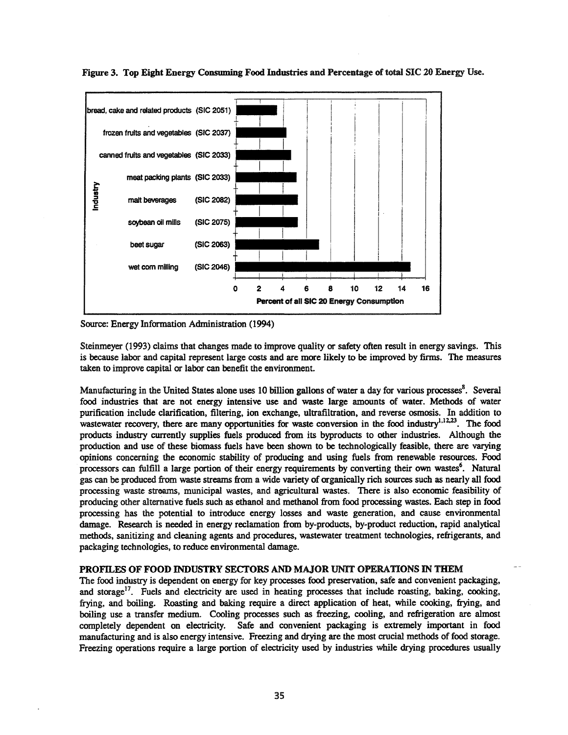**Figure 3. Top Eight Energy Consuming Food Industries and Percentage of total SIC 20 Energy Use.**

| Industry | Percent of all SIC 20 Energy Consumption |
| --- | --- |
| bread, cake and related products (SIC 2051) | ~3.3 |
| frozen fruits and vegetables (SIC 2037) | ~4.2 |
| canned fruits and vegetables (SIC 2033) | ~4.5 |
| meat packing plants (SIC 2033) | ~5 |
| malt beverages (SIC 2082) | ~5.1 |
| soybean oil mills (SIC 2075) | ~5.1 |
| beet sugar (SIC 2063) | ~7.1 |
| wet corn milling (SIC 2046) | ~14.8 |

Source: Energy Information Administration (1994)

Steinmeyer (1993) claims that changes made to improve quality or safety often result in energy savings. This is because labor and capital represent large costs and are more likely to be improved by firms. The measures taken to improve capital or labor can benefit the environment.

Manufacturing in the United States alone uses 10 billion gallons of water a day for various processes[8]. Several food industries that are not energy intensive use and waste large amounts of water. Methods of water purification include clarification, filtering, ion exchange, ultrafiltration, and reverse osmosis. In addition to wastewater recovery, there are many opportunities for waste conversion in the food industry[1,12,23]. The food products industry currently supplies fuels produced from its byproducts to other industries. Although the production and use of these biomass fuels have been shown to be technologically feasible, there are varying opinions concerning the economic stability of producing and using fuels from renewable resources. Food processors can fulfill a large portion of their energy requirements by converting their own wastes[6]. Natural gas can be produced from waste streams from a wide variety of organically rich sources such as nearly all food processing waste streams, municipal wastes, and agricultural wastes. There is also economic feasibility of producing other alternative fuels such as ethanol and methanol from food processing wastes. Each step in food processing has the potential to introduce energy losses and waste generation, and cause environmental damage. Research is needed in energy reclamation from by-products, by-product reduction, rapid analytical methods, sanitizing and cleaning agents and procedures, wastewater treatment technologies, refrigerants, and packaging technologies, to reduce environmental damage.

## PROFILES OF FOOD INDUSTRY SECTORS AND MAJOR UNIT OPERATIONS IN THEM

The food industry is dependent on energy for key processes food preservation, safe and convenient packaging, and storage[17]. Fuels and electricity are used in heating processes that include roasting, baking, cooking, frying, and boiling. Roasting and baking require a direct application of heat, while cooking, frying, and boiling use a transfer medium. Cooling processes such as freezing, cooling, and refrigeration are almost completely dependent on electricity. Safe and convenient packaging is extremely important in food manufacturing and is also energy intensive. Freezing and drying are the most crucial methods of food storage. Freezing operations require a large portion of electricity used by industries while drying procedures usually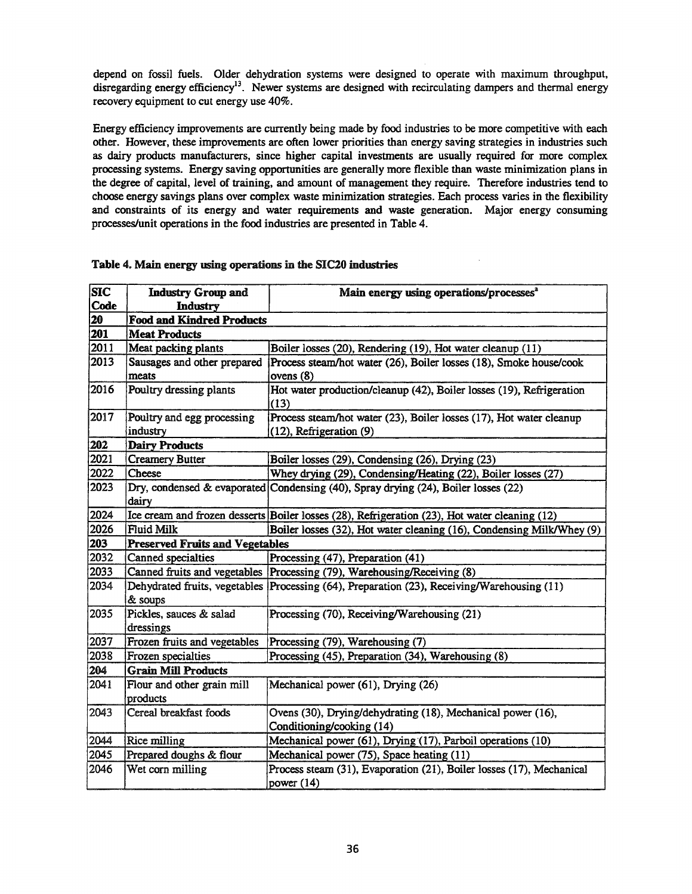depend on fossil fuels. Older dehydration systems were designed to operate with maximum throughput, disregarding energy efficiency[13]. Newer systems are designed with recirculating dampers and thermal energy recovery equipment to cut energy use 40%.

Energy efficiency improvements are currently being made by food industries to be more competitive with each other. However, these improvements are often lower priorities than energy saving strategies in industries such as dairy products manufacturers, since higher capital investments are usually required for more complex processing systems. Energy saving opportunities are generally more flexible than waste minimization plans in the degree of capital, level of training, and amount of management they require. Therefore industries tend to choose energy savings plans over complex waste minimization strategies. Each process varies in the flexibility and constraints of its energy and water requirements and waste generation. Major energy consuming processes/unit operations in the food industries are presented in Table 4.

**Table 4. Main energy using operations in the SIC20 industries**

| SIC Code | Industry Group and Industry | Main energy using operations/processes[a] |
|---|---|---|
| **20** | **Food and Kindred Products** | |
| **201** | **Meat Products** | |
| 2011 | Meat packing plants | Boiler losses (20), Rendering (19), Hot water cleanup (11) |
| 2013 | Sausages and other prepared meats | Process steam/hot water (26), Boiler losses (18), Smoke house/cook ovens (8) |
| 2016 | Poultry dressing plants | Hot water production/cleanup (42), Boiler losses (19), Refrigeration (13) |
| 2017 | Poultry and egg processing industry | Process steam/hot water (23), Boiler losses (17), Hot water cleanup (12), Refrigeration (9) |
| **202** | **Dairy Products** | |
| 2021 | Creamery Butter | Boiler losses (29), Condensing (26), Drying (23) |
| 2022 | Cheese | Whey drying (29), Condensing/Heating (22), Boiler losses (27) |
| 2023 | Dry, condensed & evaporated dairy | Condensing (40), Spray drying (24), Boiler losses (22) |
| 2024 | Ice cream and frozen desserts | Boiler losses (28), Refrigeration (23), Hot water cleaning (12) |
| 2026 | Fluid Milk | Boiler losses (32), Hot water cleaning (16), Condensing Milk/Whey (9) |
| **203** | **Preserved Fruits and Vegetables** | |
| 2032 | Canned specialties | Processing (47), Preparation (41) |
| 2033 | Canned fruits and vegetables | Processing (79), Warehousing/Receiving (8) |
| 2034 | Dehydrated fruits, vegetables & soups | Processing (64), Preparation (23), Receiving/Warehousing (11) |
| 2035 | Pickles, sauces & salad dressings | Processing (70), Receiving/Warehousing (21) |
| 2037 | Frozen fruits and vegetables | Processing (79), Warehousing (7) |
| 2038 | Frozen specialties | Processing (45), Preparation (34), Warehousing (8) |
| **204** | **Grain Mill Products** | |
| 2041 | Flour and other grain mill products | Mechanical power (61), Drying (26) |
| 2043 | Cereal breakfast foods | Ovens (30), Drying/dehydrating (18), Mechanical power (16), Conditioning/cooking (14) |
| 2044 | Rice milling | Mechanical power (61), Drying (17), Parboil operations (10) |
| 2045 | Prepared doughs & flour | Mechanical power (75), Space heating (11) |
| 2046 | Wet corn milling | Process steam (31), Evaporation (21), Boiler losses (17), Mechanical power (14) |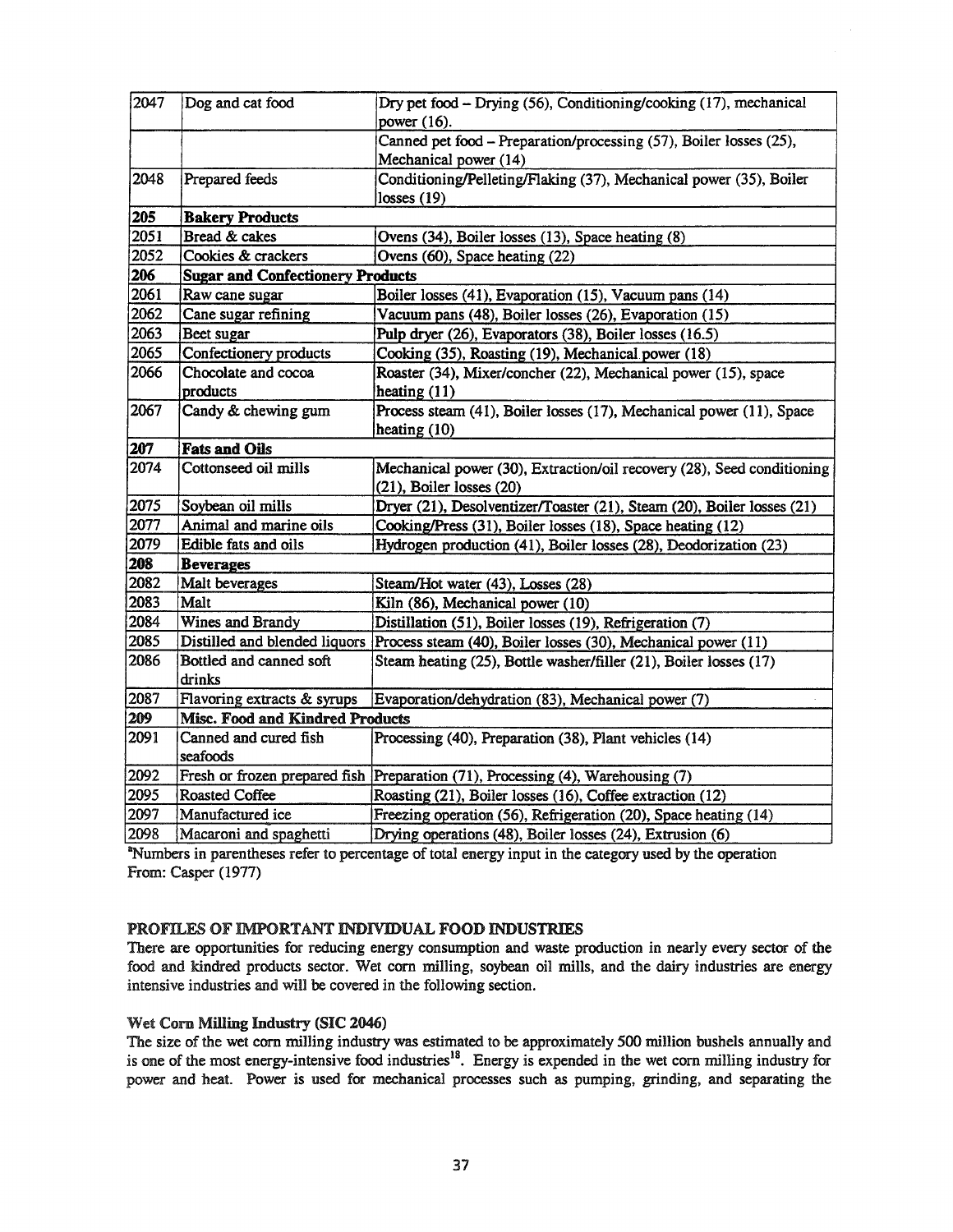| | | |
|---|---|---|
| 2047 | Dog and cat food | Dry pet food – Drying (56), Conditioning/cooking (17), mechanical power (16). |
| | | Canned pet food – Preparation/processing (57), Boiler losses (25), Mechanical power (14) |
| 2048 | Prepared feeds | Conditioning/Pelleting/Flaking (37), Mechanical power (35), Boiler losses (19) |
| **205** | **Bakery Products** | |
| 2051 | Bread & cakes | Ovens (34), Boiler losses (13), Space heating (8) |
| 2052 | Cookies & crackers | Ovens (60), Space heating (22) |
| **206** | **Sugar and Confectionery Products** | |
| 2061 | Raw cane sugar | Boiler losses (41), Evaporation (15), Vacuum pans (14) |
| 2062 | Cane sugar refining | Vacuum pans (48), Boiler losses (26), Evaporation (15) |
| 2063 | Beet sugar | Pulp dryer (26), Evaporators (38), Boiler losses (16.5) |
| 2065 | Confectionery products | Cooking (35), Roasting (19), Mechanical power (18) |
| 2066 | Chocolate and cocoa products | Roaster (34), Mixer/concher (22), Mechanical power (15), space heating (11) |
| 2067 | Candy & chewing gum | Process steam (41), Boiler losses (17), Mechanical power (11), Space heating (10) |
| **207** | **Fats and Oils** | |
| 2074 | Cottonseed oil mills | Mechanical power (30), Extraction/oil recovery (28), Seed conditioning (21), Boiler losses (20) |
| 2075 | Soybean oil mills | Dryer (21), Desolventizer/Toaster (21), Steam (20), Boiler losses (21) |
| 2077 | Animal and marine oils | Cooking/Press (31), Boiler losses (18), Space heating (12) |
| 2079 | Edible fats and oils | Hydrogen production (41), Boiler losses (28), Deodorization (23) |
| **208** | **Beverages** | |
| 2082 | Malt beverages | Steam/Hot water (43), Losses (28) |
| 2083 | Malt | Kiln (86), Mechanical power (10) |
| 2084 | Wines and Brandy | Distillation (51), Boiler losses (19), Refrigeration (7) |
| 2085 | Distilled and blended liquors | Process steam (40), Boiler losses (30), Mechanical power (11) |
| 2086 | Bottled and canned soft drinks | Steam heating (25), Bottle washer/filler (21), Boiler losses (17) |
| 2087 | Flavoring extracts & syrups | Evaporation/dehydration (83), Mechanical power (7) |
| **209** | **Misc. Food and Kindred Products** | |
| 2091 | Canned and cured fish seafoods | Processing (40), Preparation (38), Plant vehicles (14) |
| 2092 | Fresh or frozen prepared fish | Preparation (71), Processing (4), Warehousing (7) |
| 2095 | Roasted Coffee | Roasting (21), Boiler losses (16), Coffee extraction (12) |
| 2097 | Manufactured ice | Freezing operation (56), Refrigeration (20), Space heating (14) |
| 2098 | Macaroni and spaghetti | Drying operations (48), Boiler losses (24), Extrusion (6) |

[a]Numbers in parentheses refer to percentage of total energy input in the category used by the operation
From: Casper (1977)

## PROFILES OF IMPORTANT INDIVIDUAL FOOD INDUSTRIES

There are opportunities for reducing energy consumption and waste production in nearly every sector of the food and kindred products sector. Wet corn milling, soybean oil mills, and the dairy industries are energy intensive industries and will be covered in the following section.

### Wet Corn Milling Industry (SIC 2046)

The size of the wet corn milling industry was estimated to be approximately 500 million bushels annually and is one of the most energy-intensive food industries[18]. Energy is expended in the wet corn milling industry for power and heat. Power is used for mechanical processes such as pumping, grinding, and separating the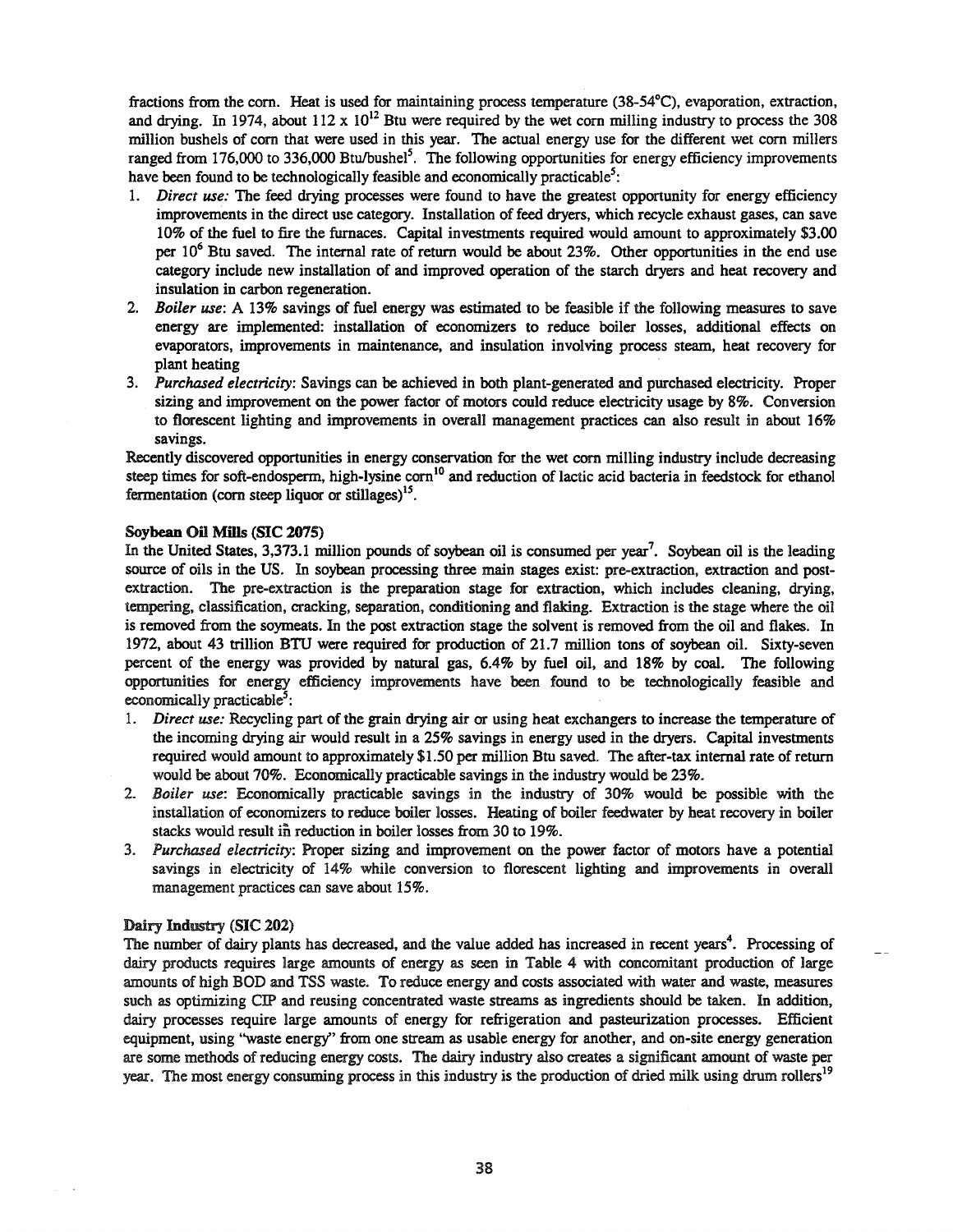fractions from the corn. Heat is used for maintaining process temperature (38-54°C), evaporation, extraction, and drying. In 1974, about $112 \times 10^{12}$ Btu were required by the wet corn milling industry to process the 308 million bushels of corn that were used in this year. The actual energy use for the different wet corn millers ranged from 176,000 to 336,000 Btu/bushel[5]. The following opportunities for energy efficiency improvements have been found to be technologically feasible and economically practicable[5]:

1. *Direct use:* The feed drying processes were found to have the greatest opportunity for energy efficiency improvements in the direct use category. Installation of feed dryers, which recycle exhaust gases, can save 10% of the fuel to fire the furnaces. Capital investments required would amount to approximately \$3.00 per $10^6$ Btu saved. The internal rate of return would be about 23%. Other opportunities in the end use category include new installation of and improved operation of the starch dryers and heat recovery and insulation in carbon regeneration.
2. *Boiler use*: A 13% savings of fuel energy was estimated to be feasible if the following measures to save energy are implemented: installation of economizers to reduce boiler losses, additional effects on evaporators, improvements in maintenance, and insulation involving process steam, heat recovery for plant heating
3. *Purchased electricity*: Savings can be achieved in both plant-generated and purchased electricity. Proper sizing and improvement on the power factor of motors could reduce electricity usage by 8%. Conversion to florescent lighting and improvements in overall management practices can also result in about 16% savings.

Recently discovered opportunities in energy conservation for the wet corn milling industry include decreasing steep times for soft-endosperm, high-lysine corn[10] and reduction of lactic acid bacteria in feedstock for ethanol fermentation (corn steep liquor or stillages)[15].

**Soybean Oil Mills (SIC 2075)**

In the United States, 3,373.1 million pounds of soybean oil is consumed per year[7]. Soybean oil is the leading source of oils in the US. In soybean processing three main stages exist: pre-extraction, extraction and post-extraction. The pre-extraction is the preparation stage for extraction, which includes cleaning, drying, tempering, classification, cracking, separation, conditioning and flaking. Extraction is the stage where the oil is removed from the soymeats. In the post extraction stage the solvent is removed from the oil and flakes. In 1972, about 43 trillion BTU were required for production of 21.7 million tons of soybean oil. Sixty-seven percent of the energy was provided by natural gas, 6.4% by fuel oil, and 18% by coal. The following opportunities for energy efficiency improvements have been found to be technologically feasible and economically practicable[5]:

1. *Direct use:* Recycling part of the grain drying air or using heat exchangers to increase the temperature of the incoming drying air would result in a 25% savings in energy used in the dryers. Capital investments required would amount to approximately \$1.50 per million Btu saved. The after-tax internal rate of return would be about 70%. Economically practicable savings in the industry would be 23%.
2. *Boiler use*: Economically practicable savings in the industry of 30% would be possible with the installation of economizers to reduce boiler losses. Heating of boiler feedwater by heat recovery in boiler stacks would result in reduction in boiler losses from 30 to 19%.
3. *Purchased electricity*: Proper sizing and improvement on the power factor of motors have a potential savings in electricity of 14% while conversion to florescent lighting and improvements in overall management practices can save about 15%.

**Dairy Industry (SIC 202)**

The number of dairy plants has decreased, and the value added has increased in recent years[4]. Processing of dairy products requires large amounts of energy as seen in Table 4 with concomitant production of large amounts of high BOD and TSS waste. To reduce energy and costs associated with water and waste, measures such as optimizing CIP and reusing concentrated waste streams as ingredients should be taken. In addition, dairy processes require large amounts of energy for refrigeration and pasteurization processes. Efficient equipment, using "waste energy" from one stream as usable energy for another, and on-site energy generation are some methods of reducing energy costs. The dairy industry also creates a significant amount of waste per year. The most energy consuming process in this industry is the production of dried milk using drum rollers[19]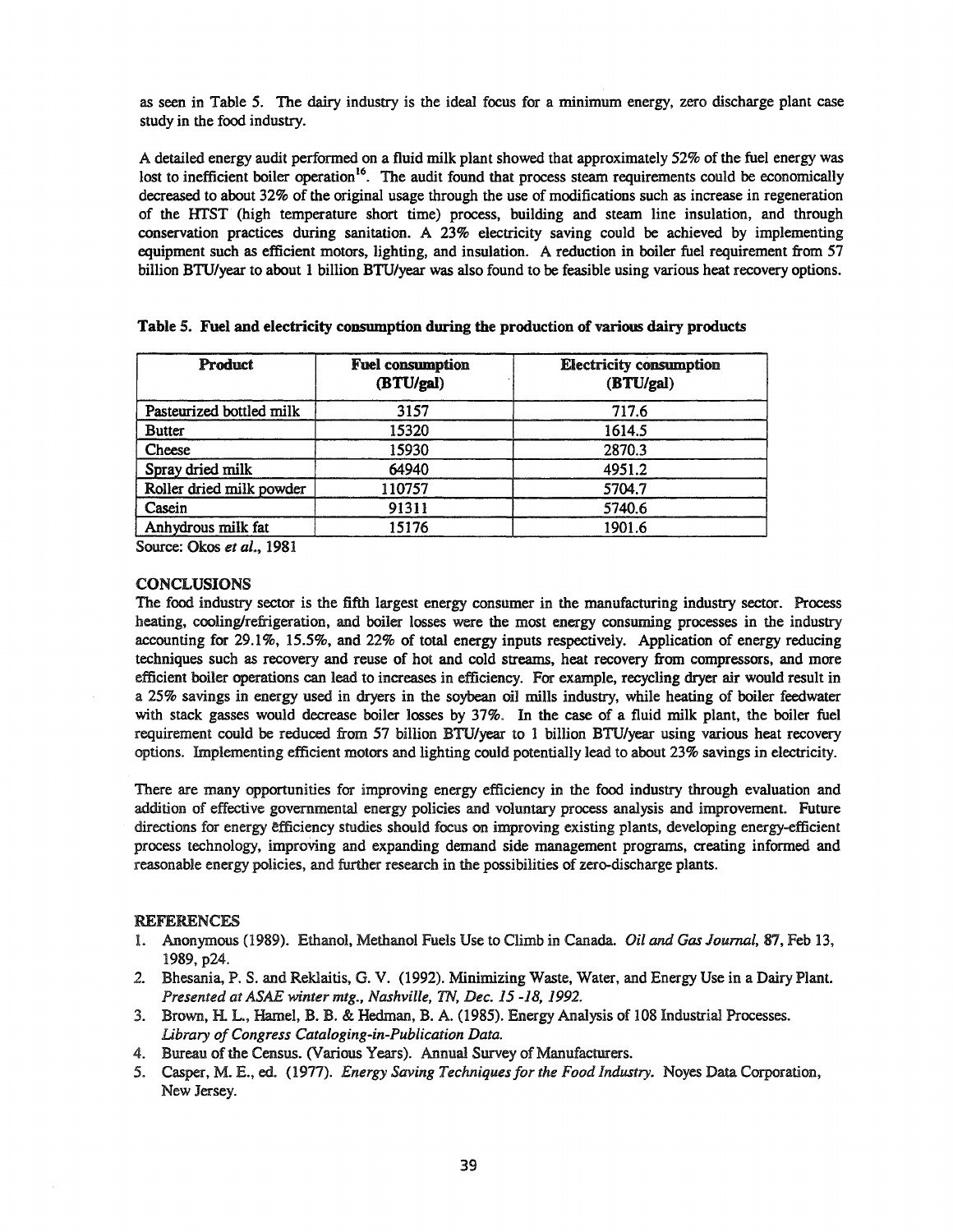as seen in Table 5. The dairy industry is the ideal focus for a minimum energy, zero discharge plant case study in the food industry.

A detailed energy audit performed on a fluid milk plant showed that approximately 52% of the fuel energy was lost to inefficient boiler operation[16]. The audit found that process steam requirements could be economically decreased to about 32% of the original usage through the use of modifications such as increase in regeneration of the HTST (high temperature short time) process, building and steam line insulation, and through conservation practices during sanitation. A 23% electricity saving could be achieved by implementing equipment such as efficient motors, lighting, and insulation. A reduction in boiler fuel requirement from 57 billion BTU/year to about 1 billion BTU/year was also found to be feasible using various heat recovery options.

**Table 5. Fuel and electricity consumption during the production of various dairy products**

| Product | Fuel consumption (BTU/gal) | Electricity consumption (BTU/gal) |
|---|---|---|
| Pasteurized bottled milk | 3157 | 717.6 |
| Butter | 15320 | 1614.5 |
| Cheese | 15930 | 2870.3 |
| Spray dried milk | 64940 | 4951.2 |
| Roller dried milk powder | 110757 | 5704.7 |
| Casein | 91311 | 5740.6 |
| Anhydrous milk fat | 15176 | 1901.6 |

Source: Okos *et al.*, 1981

## CONCLUSIONS

The food industry sector is the fifth largest energy consumer in the manufacturing industry sector. Process heating, cooling/refrigeration, and boiler losses were the most energy consuming processes in the industry accounting for 29.1%, 15.5%, and 22% of total energy inputs respectively. Application of energy reducing techniques such as recovery and reuse of hot and cold streams, heat recovery from compressors, and more efficient boiler operations can lead to increases in efficiency. For example, recycling dryer air would result in a 25% savings in energy used in dryers in the soybean oil mills industry, while heating of boiler feedwater with stack gasses would decrease boiler losses by 37%. In the case of a fluid milk plant, the boiler fuel requirement could be reduced from 57 billion BTU/year to 1 billion BTU/year using various heat recovery options. Implementing efficient motors and lighting could potentially lead to about 23% savings in electricity.

There are many opportunities for improving energy efficiency in the food industry through evaluation and addition of effective governmental energy policies and voluntary process analysis and improvement. Future directions for energy efficiency studies should focus on improving existing plants, developing energy-efficient process technology, improving and expanding demand side management programs, creating informed and reasonable energy policies, and further research in the possibilities of zero-discharge plants.

## REFERENCES

1. Anonymous (1989). Ethanol, Methanol Fuels Use to Climb in Canada. *Oil and Gas Journal*, 87, Feb 13, 1989, p24.
2. Bhesania, P. S. and Reklaitis, G. V. (1992). Minimizing Waste, Water, and Energy Use in a Dairy Plant. *Presented at ASAE winter mtg., Nashville, TN, Dec. 15 -18, 1992.*
3. Brown, H. L., Hamel, B. B. & Hedman, B. A. (1985). Energy Analysis of 108 Industrial Processes. *Library of Congress Cataloging-in-Publication Data.*
4. Bureau of the Census. (Various Years). Annual Survey of Manufacturers.
5. Casper, M. E., ed. (1977). *Energy Saving Techniques for the Food Industry.* Noyes Data Corporation, New Jersey.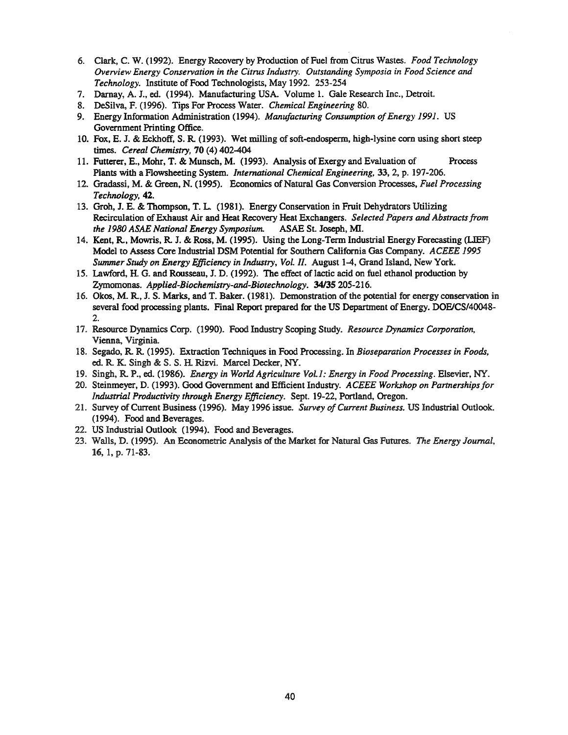6. Clark, C. W. (1992). Energy Recovery by Production of Fuel from Citrus Wastes. *Food Technology Overview Energy Conservation in the Citrus Industry. Outstanding Symposia in Food Science and Technology.* Institute of Food Technologists, May 1992. 253-254
7. Darnay, A. J., ed. (1994). Manufacturing USA. Volume 1. Gale Research Inc., Detroit.
8. DeSilva, F. (1996). Tips For Process Water. *Chemical Engineering* 80.
9. Energy Information Administration (1994). *Manufacturing Consumption of Energy 1991.* US Government Printing Office.
10. Fox, E. J. & Eckhoff, S. R. (1993). Wet milling of soft-endosperm, high-lysine corn using short steep times. *Cereal Chemistry,* **70** (4) 402-404
11. Futterer, E., Mohr, T. & Munsch, M. (1993). Analysis of Exergy and Evaluation of Process Plants with a Flowsheeting System. *International Chemical Engineering,* **33**, 2, p. 197-206.
12. Gradassi, M. & Green, N. (1995). Economics of Natural Gas Conversion Processes, *Fuel Processing Technology,* **42.**
13. Groh, J. E. & Thompson, T. L. (1981). Energy Conservation in Fruit Dehydrators Utilizing Recirculation of Exhaust Air and Heat Recovery Heat Exchangers. *Selected Papers and Abstracts from the 1980 ASAE National Energy Symposium.* ASAE St. Joseph, MI.
14. Kent, R., Mowris, R. J. & Ross, M. (1995). Using the Long-Term Industrial Energy Forecasting (LIEF) Model to Assess Core Industrial DSM Potential for Southern California Gas Company. *ACEEE 1995 Summer Study on Energy Efficiency in Industry, Vol. II.* August 1-4, Grand Island, New York.
15. Lawford, H. G. and Rousseau, J. D. (1992). The effect of lactic acid on fuel ethanol production by Zymomonas. *Applied-Biochemistry-and-Biotechnology.* **34/35** 205-216.
16. Okos, M. R., J. S. Marks, and T. Baker. (1981). Demonstration of the potential for energy conservation in several food processing plants. Final Report prepared for the US Department of Energy. DOE/CS/40048-2.
17. Resource Dynamics Corp. (1990). Food Industry Scoping Study. *Resource Dynamics Corporation,* Vienna, Virginia.
18. Segado, R. R. (1995). Extraction Techniques in Food Processing. In *Bioseparation Processes in Foods,* ed. R. K. Singh & S. S. H. Rizvi. Marcel Decker, NY.
19. Singh, R. P., ed. (1986). *Energy in World Agriculture Vol.1: Energy in Food Processing.* Elsevier, NY.
20. Steinmeyer, D. (1993). Good Government and Efficient Industry. *ACEEE Workshop on Partnerships for Industrial Productivity through Energy Efficiency.* Sept. 19-22, Portland, Oregon.
21. Survey of Current Business (1996). May 1996 issue. *Survey of Current Business.* US Industrial Outlook. (1994). Food and Beverages.
22. US Industrial Outlook (1994). Food and Beverages.
23. Walls, D. (1995). An Econometric Analysis of the Market for Natural Gas Futures. *The Energy Journal,* **16**, 1, p. 71-83.